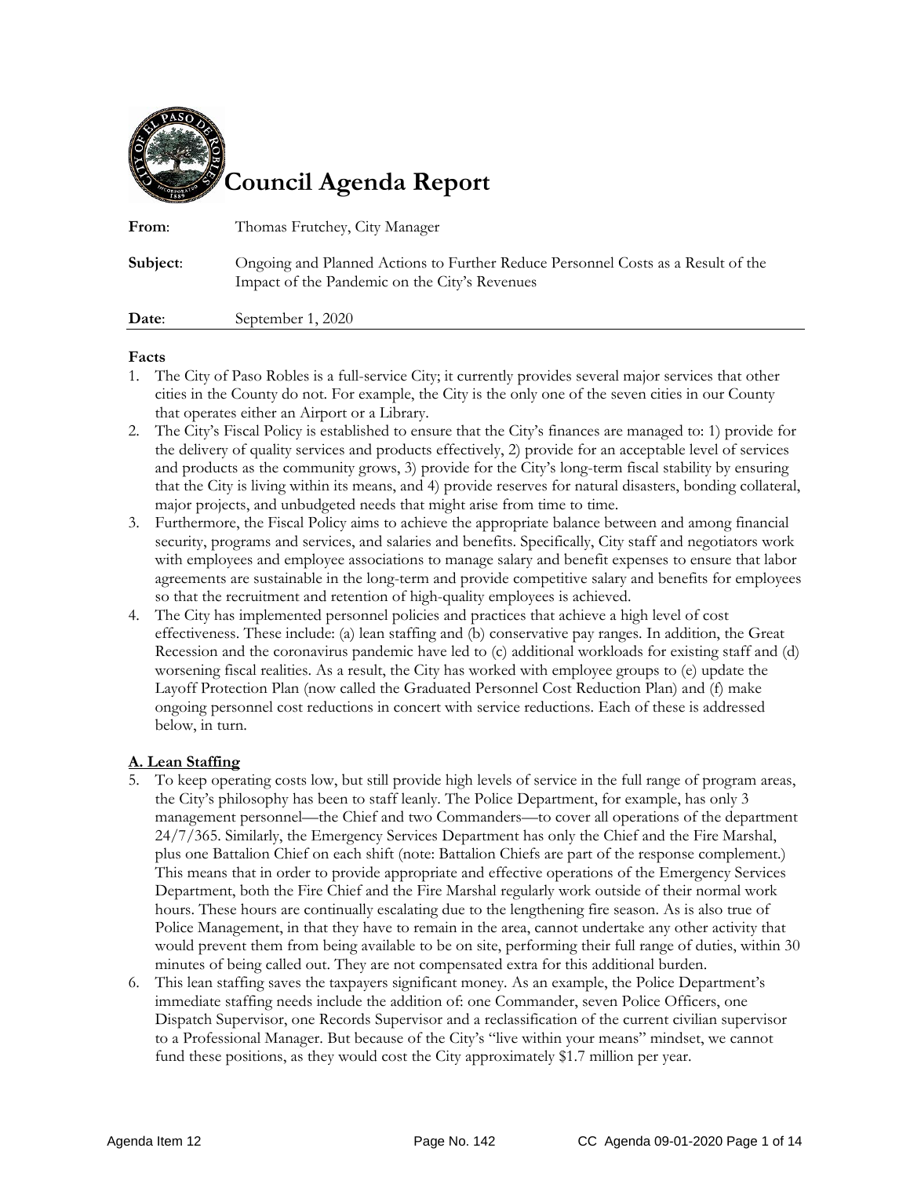# Council Agenda Report

**From**: Thomas Frutchey, City Manager

**Subject**: Ongoing and Planned Actions to Further Reduce Personnel Costs as a Result of the Impact of the Pandemic on the City's Revenues

**Date**: September 1, 2020

**Facts**

1. The City of Paso Robles is a full-service City; it currently provides several major services that other cities in the County do not. For example, the City is the only one of the seven cities in our County that operates either an Airport or a Library.
2. The City's Fiscal Policy is established to ensure that the City's finances are managed to: 1) provide for the delivery of quality services and products effectively, 2) provide for an acceptable level of services and products as the community grows, 3) provide for the City's long-term fiscal stability by ensuring that the City is living within its means, and 4) provide reserves for natural disasters, bonding collateral, major projects, and unbudgeted needs that might arise from time to time.
3. Furthermore, the Fiscal Policy aims to achieve the appropriate balance between and among financial security, programs and services, and salaries and benefits. Specifically, City staff and negotiators work with employees and employee associations to manage salary and benefit expenses to ensure that labor agreements are sustainable in the long-term and provide competitive salary and benefits for employees so that the recruitment and retention of high-quality employees is achieved.
4. The City has implemented personnel policies and practices that achieve a high level of cost effectiveness. These include: (a) lean staffing and (b) conservative pay ranges. In addition, the Great Recession and the coronavirus pandemic have led to (c) additional workloads for existing staff and (d) worsening fiscal realities. As a result, the City has worked with employee groups to (e) update the Layoff Protection Plan (now called the Graduated Personnel Cost Reduction Plan) and (f) make ongoing personnel cost reductions in concert with service reductions. Each of these is addressed below, in turn.

**A. Lean Staffing**

5. To keep operating costs low, but still provide high levels of service in the full range of program areas, the City's philosophy has been to staff leanly. The Police Department, for example, has only 3 management personnel—the Chief and two Commanders—to cover all operations of the department 24/7/365. Similarly, the Emergency Services Department has only the Chief and the Fire Marshal, plus one Battalion Chief on each shift (note: Battalion Chiefs are part of the response complement.) This means that in order to provide appropriate and effective operations of the Emergency Services Department, both the Fire Chief and the Fire Marshal regularly work outside of their normal work hours. These hours are continually escalating due to the lengthening fire season. As is also true of Police Management, in that they have to remain in the area, cannot undertake any other activity that would prevent them from being available to be on site, performing their full range of duties, within 30 minutes of being called out. They are not compensated extra for this additional burden.
6. This lean staffing saves the taxpayers significant money. As an example, the Police Department's immediate staffing needs include the addition of: one Commander, seven Police Officers, one Dispatch Supervisor, one Records Supervisor and a reclassification of the current civilian supervisor to a Professional Manager. But because of the City's "live within your means" mindset, we cannot fund these positions, as they would cost the City approximately $1.7 million per year.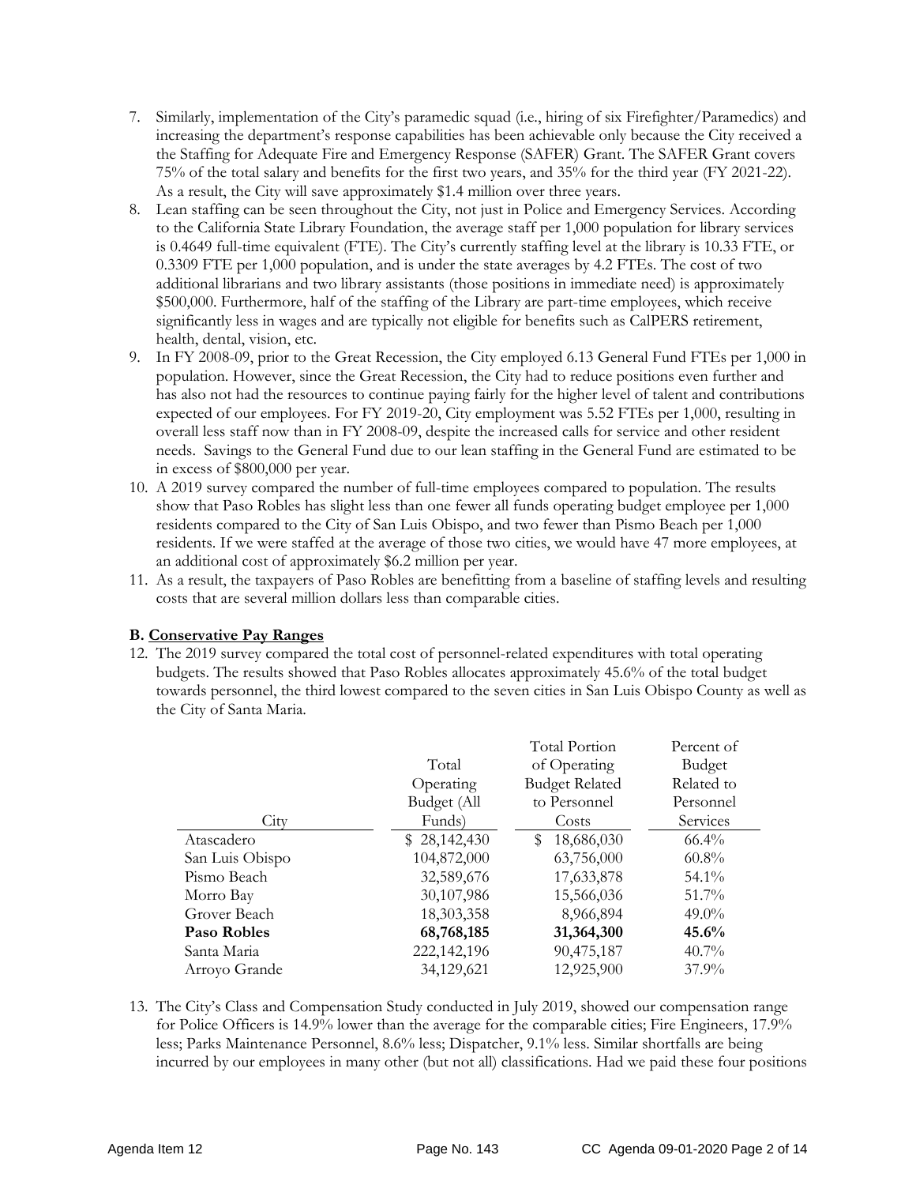7. Similarly, implementation of the City's paramedic squad (i.e., hiring of six Firefighter/Paramedics) and increasing the department's response capabilities has been achievable only because the City received a the Staffing for Adequate Fire and Emergency Response (SAFER) Grant. The SAFER Grant covers 75% of the total salary and benefits for the first two years, and 35% for the third year (FY 2021-22). As a result, the City will save approximately $1.4 million over three years.
8. Lean staffing can be seen throughout the City, not just in Police and Emergency Services. According to the California State Library Foundation, the average staff per 1,000 population for library services is 0.4649 full-time equivalent (FTE). The City's currently staffing level at the library is 10.33 FTE, or 0.3309 FTE per 1,000 population, and is under the state averages by 4.2 FTEs. The cost of two additional librarians and two library assistants (those positions in immediate need) is approximately $500,000. Furthermore, half of the staffing of the Library are part-time employees, which receive significantly less in wages and are typically not eligible for benefits such as CalPERS retirement, health, dental, vision, etc.
9. In FY 2008-09, prior to the Great Recession, the City employed 6.13 General Fund FTEs per 1,000 in population. However, since the Great Recession, the City had to reduce positions even further and has also not had the resources to continue paying fairly for the higher level of talent and contributions expected of our employees. For FY 2019-20, City employment was 5.52 FTEs per 1,000, resulting in overall less staff now than in FY 2008-09, despite the increased calls for service and other resident needs. Savings to the General Fund due to our lean staffing in the General Fund are estimated to be in excess of $800,000 per year.
10. A 2019 survey compared the number of full-time employees compared to population. The results show that Paso Robles has slight less than one fewer all funds operating budget employee per 1,000 residents compared to the City of San Luis Obispo, and two fewer than Pismo Beach per 1,000 residents. If we were staffed at the average of those two cities, we would have 47 more employees, at an additional cost of approximately $6.2 million per year.
11. As a result, the taxpayers of Paso Robles are benefitting from a baseline of staffing levels and resulting costs that are several million dollars less than comparable cities.

**B. Conservative Pay Ranges**

12. The 2019 survey compared the total cost of personnel-related expenditures with total operating budgets. The results showed that Paso Robles allocates approximately 45.6% of the total budget towards personnel, the third lowest compared to the seven cities in San Luis Obispo County as well as the City of Santa Maria.

| City | Total Operating Budget (All Funds) | Total Portion of Operating Budget Related to Personnel Costs | Percent of Budget Related to Personnel Services |
|---|---|---|---|
| Atascadero | $ 28,142,430 | $ 18,686,030 | 66.4% |
| San Luis Obispo | 104,872,000 | 63,756,000 | 60.8% |
| Pismo Beach | 32,589,676 | 17,633,878 | 54.1% |
| Morro Bay | 30,107,986 | 15,566,036 | 51.7% |
| Grover Beach | 18,303,358 | 8,966,894 | 49.0% |
| **Paso Robles** | **68,768,185** | **31,364,300** | **45.6%** |
| Santa Maria | 222,142,196 | 90,475,187 | 40.7% |
| Arroyo Grande | 34,129,621 | 12,925,900 | 37.9% |

13. The City's Class and Compensation Study conducted in July 2019, showed our compensation range for Police Officers is 14.9% lower than the average for the comparable cities; Fire Engineers, 17.9% less; Parks Maintenance Personnel, 8.6% less; Dispatcher, 9.1% less. Similar shortfalls are being incurred by our employees in many other (but not all) classifications. Had we paid these four positions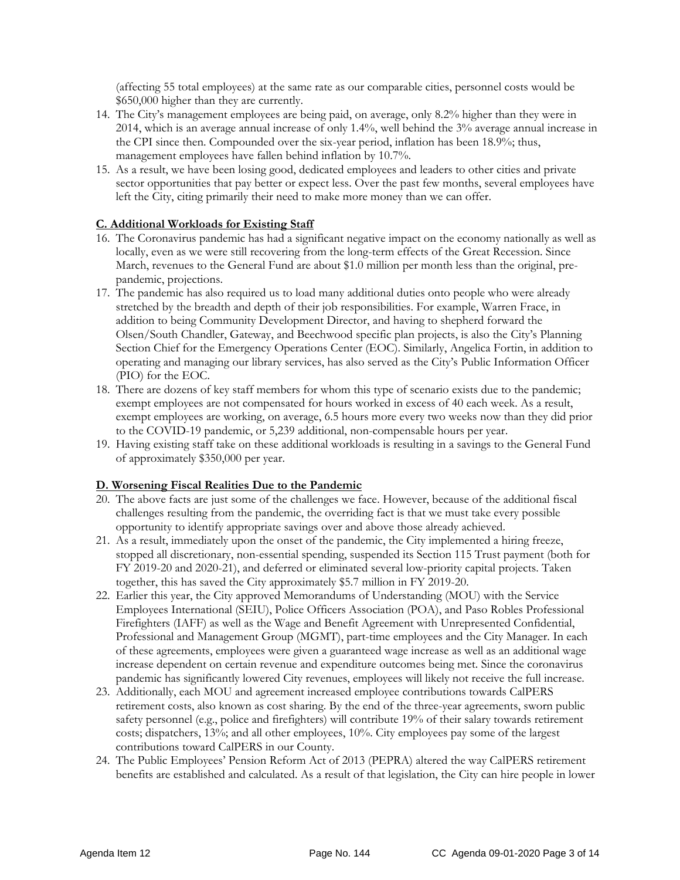(affecting 55 total employees) at the same rate as our comparable cities, personnel costs would be $650,000 higher than they are currently.

14. The City's management employees are being paid, on average, only 8.2% higher than they were in 2014, which is an average annual increase of only 1.4%, well behind the 3% average annual increase in the CPI since then. Compounded over the six-year period, inflation has been 18.9%; thus, management employees have fallen behind inflation by 10.7%.
15. As a result, we have been losing good, dedicated employees and leaders to other cities and private sector opportunities that pay better or expect less. Over the past few months, several employees have left the City, citing primarily their need to make more money than we can offer.

**C. Additional Workloads for Existing Staff**

16. The Coronavirus pandemic has had a significant negative impact on the economy nationally as well as locally, even as we were still recovering from the long-term effects of the Great Recession. Since March, revenues to the General Fund are about $1.0 million per month less than the original, pre-pandemic, projections.
17. The pandemic has also required us to load many additional duties onto people who were already stretched by the breadth and depth of their job responsibilities. For example, Warren Frace, in addition to being Community Development Director, and having to shepherd forward the Olsen/South Chandler, Gateway, and Beechwood specific plan projects, is also the City's Planning Section Chief for the Emergency Operations Center (EOC). Similarly, Angelica Fortin, in addition to operating and managing our library services, has also served as the City's Public Information Officer (PIO) for the EOC.
18. There are dozens of key staff members for whom this type of scenario exists due to the pandemic; exempt employees are not compensated for hours worked in excess of 40 each week. As a result, exempt employees are working, on average, 6.5 hours more every two weeks now than they did prior to the COVID-19 pandemic, or 5,239 additional, non-compensable hours per year.
19. Having existing staff take on these additional workloads is resulting in a savings to the General Fund of approximately $350,000 per year.

**D. Worsening Fiscal Realities Due to the Pandemic**

20. The above facts are just some of the challenges we face. However, because of the additional fiscal challenges resulting from the pandemic, the overriding fact is that we must take every possible opportunity to identify appropriate savings over and above those already achieved.
21. As a result, immediately upon the onset of the pandemic, the City implemented a hiring freeze, stopped all discretionary, non-essential spending, suspended its Section 115 Trust payment (both for FY 2019-20 and 2020-21), and deferred or eliminated several low-priority capital projects. Taken together, this has saved the City approximately $5.7 million in FY 2019-20.
22. Earlier this year, the City approved Memorandums of Understanding (MOU) with the Service Employees International (SEIU), Police Officers Association (POA), and Paso Robles Professional Firefighters (IAFF) as well as the Wage and Benefit Agreement with Unrepresented Confidential, Professional and Management Group (MGMT), part-time employees and the City Manager. In each of these agreements, employees were given a guaranteed wage increase as well as an additional wage increase dependent on certain revenue and expenditure outcomes being met. Since the coronavirus pandemic has significantly lowered City revenues, employees will likely not receive the full increase.
23. Additionally, each MOU and agreement increased employee contributions towards CalPERS retirement costs, also known as cost sharing. By the end of the three-year agreements, sworn public safety personnel (e.g., police and firefighters) will contribute 19% of their salary towards retirement costs; dispatchers, 13%; and all other employees, 10%. City employees pay some of the largest contributions toward CalPERS in our County.
24. The Public Employees' Pension Reform Act of 2013 (PEPRA) altered the way CalPERS retirement benefits are established and calculated. As a result of that legislation, the City can hire people in lower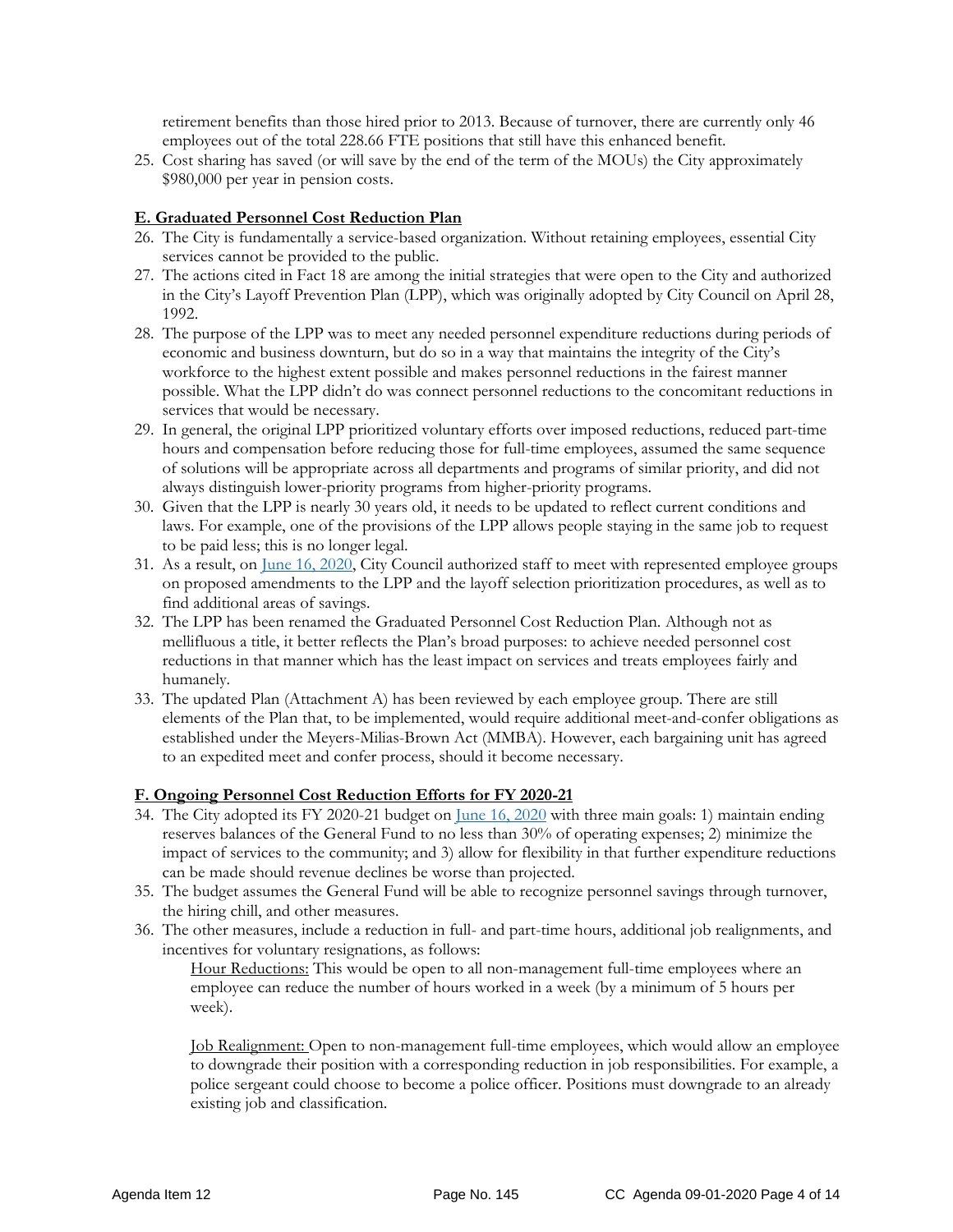retirement benefits than those hired prior to 2013. Because of turnover, there are currently only 46 employees out of the total 228.66 FTE positions that still have this enhanced benefit.

25. Cost sharing has saved (or will save by the end of the term of the MOUs) the City approximately $980,000 per year in pension costs.

**E. Graduated Personnel Cost Reduction Plan**

26. The City is fundamentally a service-based organization. Without retaining employees, essential City services cannot be provided to the public.
27. The actions cited in Fact 18 are among the initial strategies that were open to the City and authorized in the City's Layoff Prevention Plan (LPP), which was originally adopted by City Council on April 28, 1992.
28. The purpose of the LPP was to meet any needed personnel expenditure reductions during periods of economic and business downturn, but do so in a way that maintains the integrity of the City's workforce to the highest extent possible and makes personnel reductions in the fairest manner possible. What the LPP didn't do was connect personnel reductions to the concomitant reductions in services that would be necessary.
29. In general, the original LPP prioritized voluntary efforts over imposed reductions, reduced part-time hours and compensation before reducing those for full-time employees, assumed the same sequence of solutions will be appropriate across all departments and programs of similar priority, and did not always distinguish lower-priority programs from higher-priority programs.
30. Given that the LPP is nearly 30 years old, it needs to be updated to reflect current conditions and laws. For example, one of the provisions of the LPP allows people staying in the same job to request to be paid less; this is no longer legal.
31. As a result, on June 16, 2020, City Council authorized staff to meet with represented employee groups on proposed amendments to the LPP and the layoff selection prioritization procedures, as well as to find additional areas of savings.
32. The LPP has been renamed the Graduated Personnel Cost Reduction Plan. Although not as mellifluous a title, it better reflects the Plan's broad purposes: to achieve needed personnel cost reductions in that manner which has the least impact on services and treats employees fairly and humanely.
33. The updated Plan (Attachment A) has been reviewed by each employee group. There are still elements of the Plan that, to be implemented, would require additional meet-and-confer obligations as established under the Meyers-Milias-Brown Act (MMBA). However, each bargaining unit has agreed to an expedited meet and confer process, should it become necessary.

**F. Ongoing Personnel Cost Reduction Efforts for FY 2020-21**

34. The City adopted its FY 2020-21 budget on June 16, 2020 with three main goals: 1) maintain ending reserves balances of the General Fund to no less than 30% of operating expenses; 2) minimize the impact of services to the community; and 3) allow for flexibility in that further expenditure reductions can be made should revenue declines be worse than projected.
35. The budget assumes the General Fund will be able to recognize personnel savings through turnover, the hiring chill, and other measures.
36. The other measures, include a reduction in full- and part-time hours, additional job realignments, and incentives for voluntary resignations, as follows:

    Hour Reductions: This would be open to all non-management full-time employees where an employee can reduce the number of hours worked in a week (by a minimum of 5 hours per week).

    Job Realignment: Open to non-management full-time employees, which would allow an employee to downgrade their position with a corresponding reduction in job responsibilities. For example, a police sergeant could choose to become a police officer. Positions must downgrade to an already existing job and classification.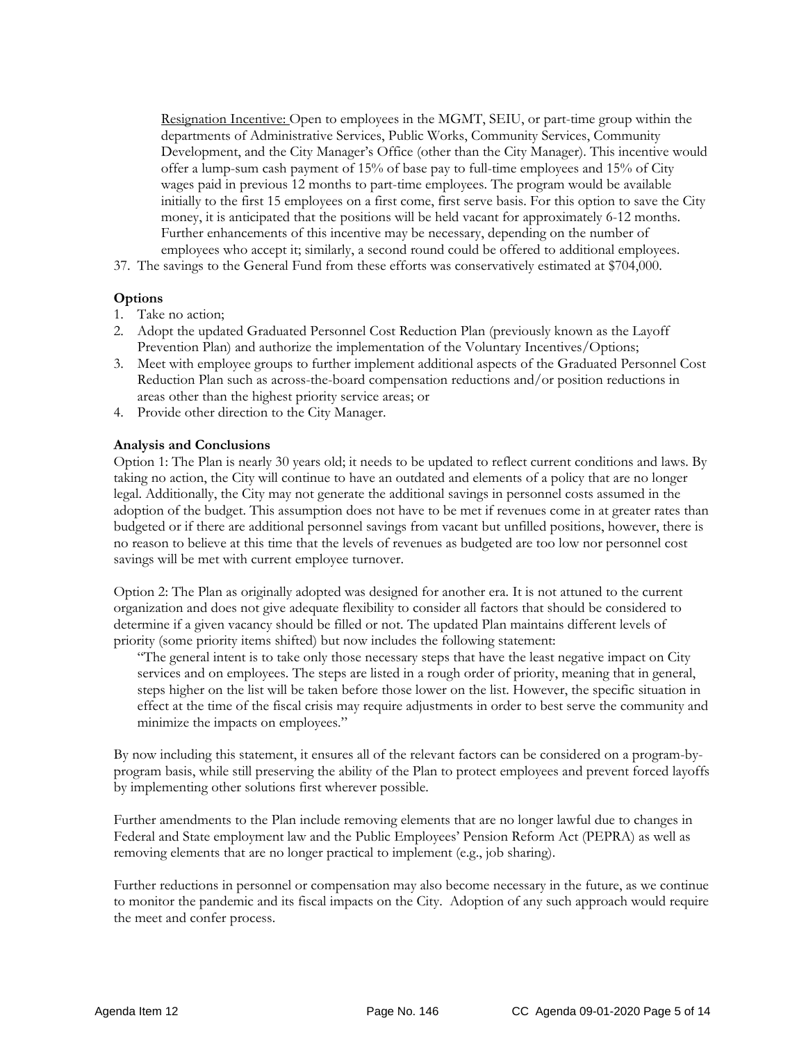Resignation Incentive: Open to employees in the MGMT, SEIU, or part-time group within the departments of Administrative Services, Public Works, Community Services, Community Development, and the City Manager's Office (other than the City Manager). This incentive would offer a lump-sum cash payment of 15% of base pay to full-time employees and 15% of City wages paid in previous 12 months to part-time employees. The program would be available initially to the first 15 employees on a first come, first serve basis. For this option to save the City money, it is anticipated that the positions will be held vacant for approximately 6-12 months. Further enhancements of this incentive may be necessary, depending on the number of employees who accept it; similarly, a second round could be offered to additional employees.

37. The savings to the General Fund from these efforts was conservatively estimated at $704,000.

**Options**

1. Take no action;
2. Adopt the updated Graduated Personnel Cost Reduction Plan (previously known as the Layoff Prevention Plan) and authorize the implementation of the Voluntary Incentives/Options;
3. Meet with employee groups to further implement additional aspects of the Graduated Personnel Cost Reduction Plan such as across-the-board compensation reductions and/or position reductions in areas other than the highest priority service areas; or
4. Provide other direction to the City Manager.

**Analysis and Conclusions**

Option 1: The Plan is nearly 30 years old; it needs to be updated to reflect current conditions and laws. By taking no action, the City will continue to have an outdated and elements of a policy that are no longer legal. Additionally, the City may not generate the additional savings in personnel costs assumed in the adoption of the budget. This assumption does not have to be met if revenues come in at greater rates than budgeted or if there are additional personnel savings from vacant but unfilled positions, however, there is no reason to believe at this time that the levels of revenues as budgeted are too low nor personnel cost savings will be met with current employee turnover.

Option 2: The Plan as originally adopted was designed for another era. It is not attuned to the current organization and does not give adequate flexibility to consider all factors that should be considered to determine if a given vacancy should be filled or not. The updated Plan maintains different levels of priority (some priority items shifted) but now includes the following statement:

> "The general intent is to take only those necessary steps that have the least negative impact on City services and on employees. The steps are listed in a rough order of priority, meaning that in general, steps higher on the list will be taken before those lower on the list. However, the specific situation in effect at the time of the fiscal crisis may require adjustments in order to best serve the community and minimize the impacts on employees."

By now including this statement, it ensures all of the relevant factors can be considered on a program-by-program basis, while still preserving the ability of the Plan to protect employees and prevent forced layoffs by implementing other solutions first wherever possible.

Further amendments to the Plan include removing elements that are no longer lawful due to changes in Federal and State employment law and the Public Employees' Pension Reform Act (PEPRA) as well as removing elements that are no longer practical to implement (e.g., job sharing).

Further reductions in personnel or compensation may also become necessary in the future, as we continue to monitor the pandemic and its fiscal impacts on the City. Adoption of any such approach would require the meet and confer process.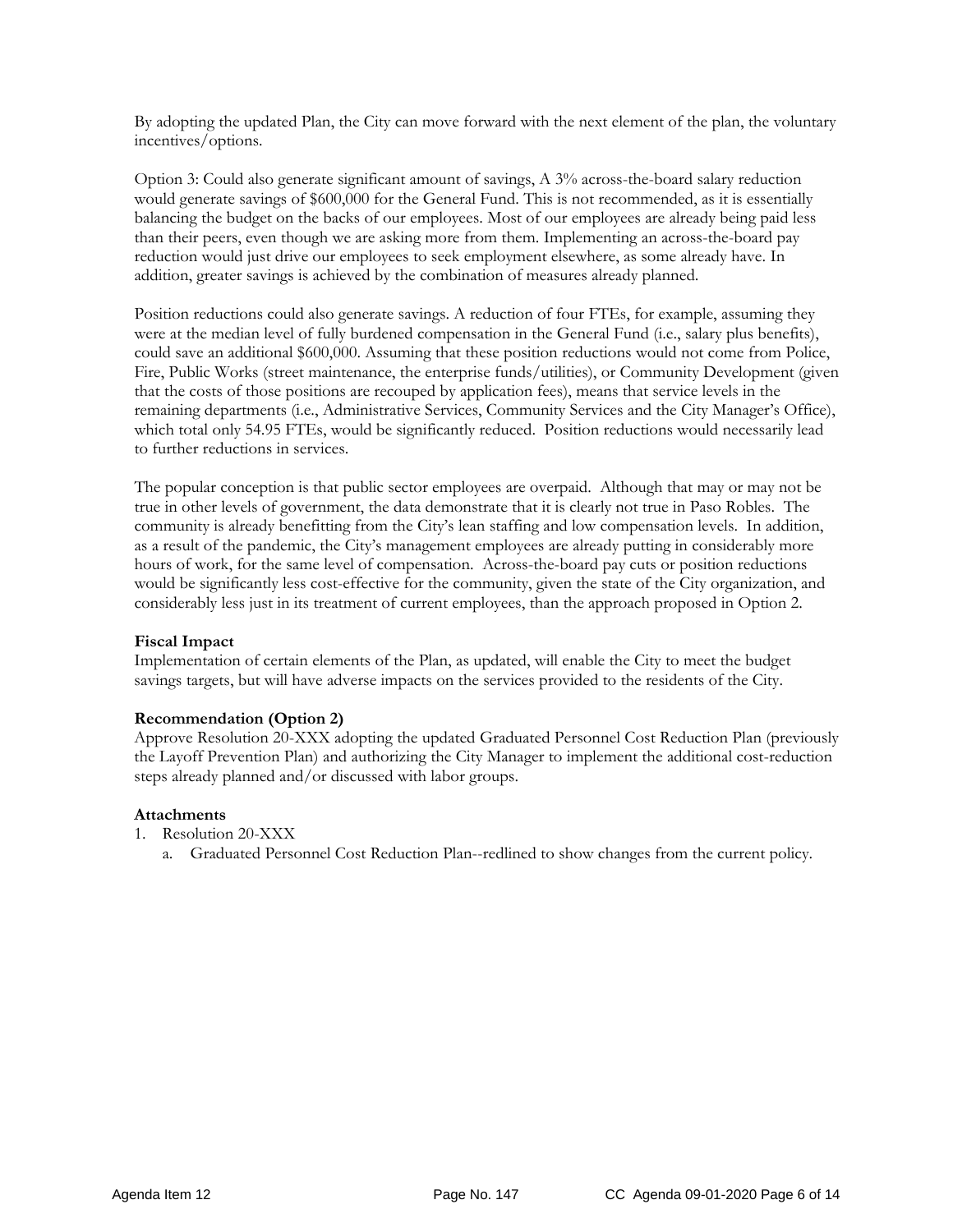By adopting the updated Plan, the City can move forward with the next element of the plan, the voluntary incentives/options.

Option 3: Could also generate significant amount of savings, A 3% across-the-board salary reduction would generate savings of $600,000 for the General Fund. This is not recommended, as it is essentially balancing the budget on the backs of our employees. Most of our employees are already being paid less than their peers, even though we are asking more from them. Implementing an across-the-board pay reduction would just drive our employees to seek employment elsewhere, as some already have. In addition, greater savings is achieved by the combination of measures already planned.

Position reductions could also generate savings. A reduction of four FTEs, for example, assuming they were at the median level of fully burdened compensation in the General Fund (i.e., salary plus benefits), could save an additional $600,000. Assuming that these position reductions would not come from Police, Fire, Public Works (street maintenance, the enterprise funds/utilities), or Community Development (given that the costs of those positions are recouped by application fees), means that service levels in the remaining departments (i.e., Administrative Services, Community Services and the City Manager's Office), which total only 54.95 FTEs, would be significantly reduced. Position reductions would necessarily lead to further reductions in services.

The popular conception is that public sector employees are overpaid. Although that may or may not be true in other levels of government, the data demonstrate that it is clearly not true in Paso Robles. The community is already benefitting from the City's lean staffing and low compensation levels. In addition, as a result of the pandemic, the City's management employees are already putting in considerably more hours of work, for the same level of compensation. Across-the-board pay cuts or position reductions would be significantly less cost-effective for the community, given the state of the City organization, and considerably less just in its treatment of current employees, than the approach proposed in Option 2.

**Fiscal Impact**

Implementation of certain elements of the Plan, as updated, will enable the City to meet the budget savings targets, but will have adverse impacts on the services provided to the residents of the City.

**Recommendation (Option 2)**

Approve Resolution 20-XXX adopting the updated Graduated Personnel Cost Reduction Plan (previously the Layoff Prevention Plan) and authorizing the City Manager to implement the additional cost-reduction steps already planned and/or discussed with labor groups.

**Attachments**

1. Resolution 20-XXX
   a. Graduated Personnel Cost Reduction Plan--redlined to show changes from the current policy.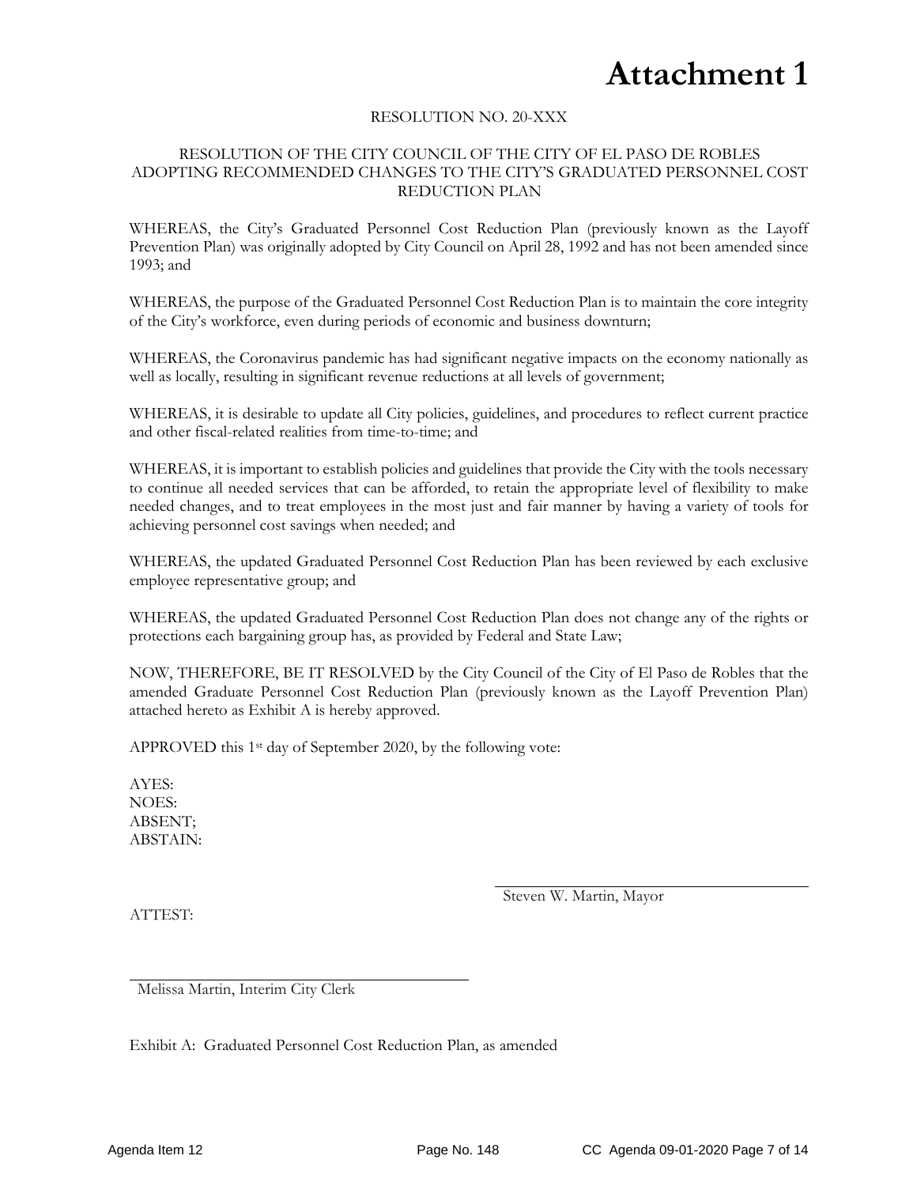# Attachment 1

RESOLUTION NO. 20-XXX

RESOLUTION OF THE CITY COUNCIL OF THE CITY OF EL PASO DE ROBLES ADOPTING RECOMMENDED CHANGES TO THE CITY'S GRADUATED PERSONNEL COST REDUCTION PLAN

WHEREAS, the City's Graduated Personnel Cost Reduction Plan (previously known as the Layoff Prevention Plan) was originally adopted by City Council on April 28, 1992 and has not been amended since 1993; and

WHEREAS, the purpose of the Graduated Personnel Cost Reduction Plan is to maintain the core integrity of the City's workforce, even during periods of economic and business downturn;

WHEREAS, the Coronavirus pandemic has had significant negative impacts on the economy nationally as well as locally, resulting in significant revenue reductions at all levels of government;

WHEREAS, it is desirable to update all City policies, guidelines, and procedures to reflect current practice and other fiscal-related realities from time-to-time; and

WHEREAS, it is important to establish policies and guidelines that provide the City with the tools necessary to continue all needed services that can be afforded, to retain the appropriate level of flexibility to make needed changes, and to treat employees in the most just and fair manner by having a variety of tools for achieving personnel cost savings when needed; and

WHEREAS, the updated Graduated Personnel Cost Reduction Plan has been reviewed by each exclusive employee representative group; and

WHEREAS, the updated Graduated Personnel Cost Reduction Plan does not change any of the rights or protections each bargaining group has, as provided by Federal and State Law;

NOW, THEREFORE, BE IT RESOLVED by the City Council of the City of El Paso de Robles that the amended Graduate Personnel Cost Reduction Plan (previously known as the Layoff Prevention Plan) attached hereto as Exhibit A is hereby approved.

APPROVED this 1st day of September 2020, by the following vote:

AYES:
NOES:
ABSENT;
ABSTAIN:

\_\_\_\_\_\_\_\_\_\_\_\_\_\_\_\_\_\_\_\_\_\_\_\_\_\_\_\_\_\_\_\_\_\_\_\_
Steven W. Martin, Mayor

ATTEST:

\_\_\_\_\_\_\_\_\_\_\_\_\_\_\_\_\_\_\_\_\_\_\_\_\_\_\_\_\_\_\_\_\_\_\_\_
Melissa Martin, Interim City Clerk

Exhibit A: Graduated Personnel Cost Reduction Plan, as amended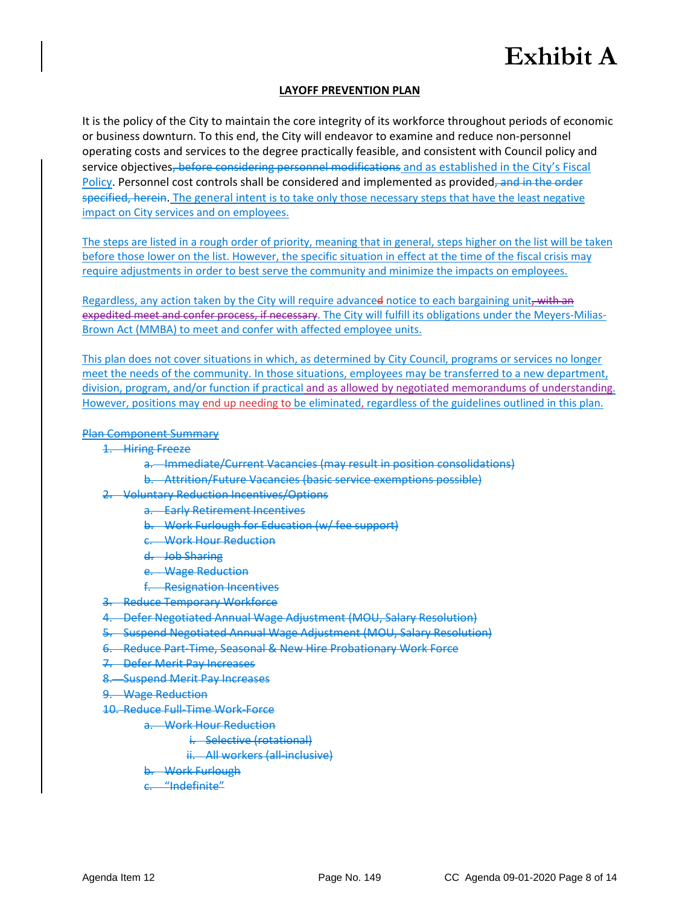# Exhibit A

**LAYOFF PREVENTION PLAN**

It is the policy of the City to maintain the core integrity of its workforce throughout periods of economic or business downturn. To this end, the City will endeavor to examine and reduce non-personnel operating costs and services to the degree practically feasible, and consistent with Council policy and service objectives~~, before considering personnel modifications~~ and as established in the City's Fiscal Policy. Personnel cost controls shall be considered and implemented as provided~~, and in the order specified, herein~~. The general intent is to take only those necessary steps that have the least negative impact on City services and on employees.

The steps are listed in a rough order of priority, meaning that in general, steps higher on the list will be taken before those lower on the list. However, the specific situation in effect at the time of the fiscal crisis may require adjustments in order to best serve the community and minimize the impacts on employees.

Regardless, any action taken by the City will require advance~~d~~ notice to each bargaining unit~~, with an expedited meet and confer process, if necessary~~. The City will fulfill its obligations under the Meyers-Milias-Brown Act (MMBA) to meet and confer with affected employee units.

This plan does not cover situations in which, as determined by City Council, programs or services no longer meet the needs of the community. In those situations, employees may be transferred to a new department, division, program, and/or function if practical and as allowed by negotiated memorandums of understanding. However, positions may end up needing to be eliminated, regardless of the guidelines outlined in this plan.

~~Plan Component Summary~~

1. ~~Hiring Freeze~~
   a. ~~Immediate/Current Vacancies (may result in position consolidations)~~
   b. ~~Attrition/Future Vacancies (basic service exemptions possible)~~
2. ~~Voluntary Reduction Incentives/Options~~
   a. ~~Early Retirement Incentives~~
   b. ~~Work Furlough for Education (w/ fee support)~~
   c. ~~Work Hour Reduction~~
   d. ~~Job Sharing~~
   e. ~~Wage Reduction~~
   f. ~~Resignation Incentives~~
3. ~~Reduce Temporary Workforce~~
4. ~~Defer Negotiated Annual Wage Adjustment (MOU, Salary Resolution)~~
5. ~~Suspend Negotiated Annual Wage Adjustment (MOU, Salary Resolution)~~
6. ~~Reduce Part-Time, Seasonal & New Hire Probationary Work Force~~
7. ~~Defer Merit Pay Increases~~
8. ~~Suspend Merit Pay Increases~~
9. ~~Wage Reduction~~
10. ~~Reduce Full-Time Work-Force~~
    a. ~~Work Hour Reduction~~
       i. ~~Selective (rotational)~~
       ii. ~~All workers (all-inclusive)~~
    b. ~~Work Furlough~~
    c. ~~"Indefinite"~~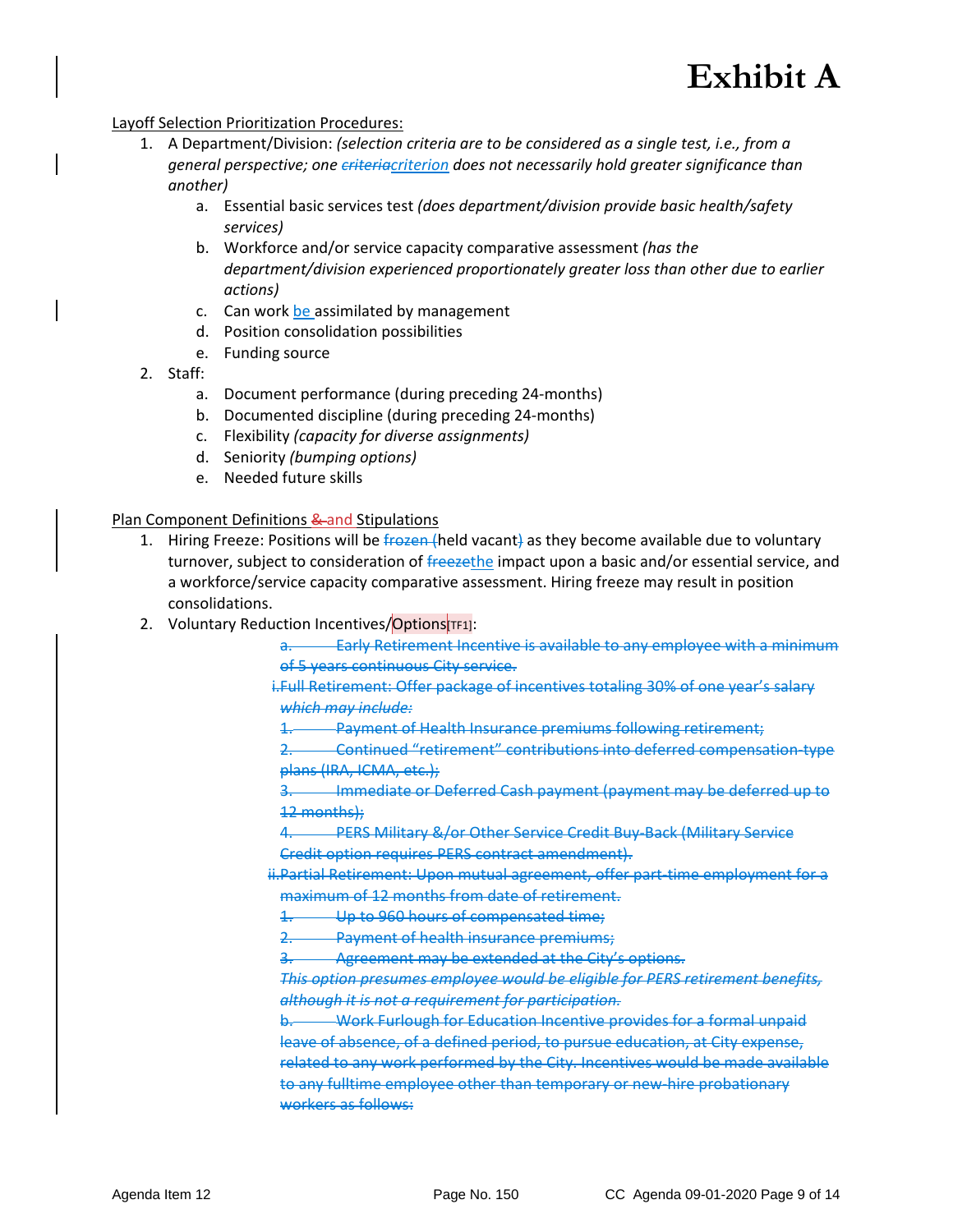# Exhibit A

Layoff Selection Prioritization Procedures:

1. A Department/Division: *(selection criteria are to be considered as a single test, i.e., from a general perspective; one ~~criteria~~criterion does not necessarily hold greater significance than another)*
   a. Essential basic services test *(does department/division provide basic health/safety services)*
   b. Workforce and/or service capacity comparative assessment *(has the department/division experienced proportionately greater loss than other due to earlier actions)*
   c. Can work be assimilated by management
   d. Position consolidation possibilities
   e. Funding source
2. Staff:
   a. Document performance (during preceding 24-months)
   b. Documented discipline (during preceding 24-months)
   c. Flexibility *(capacity for diverse assignments)*
   d. Seniority *(bumping options)*
   e. Needed future skills

Plan Component Definitions ~~&~~ and Stipulations

1. Hiring Freeze: Positions will be ~~frozen (~~held vacant~~)~~ as they become available due to voluntary turnover, subject to consideration of ~~freeze~~the impact upon a basic and/or essential service, and a workforce/service capacity comparative assessment. Hiring freeze may result in position consolidations.
2. Voluntary Reduction Incentives/Options[TF1]:
   ~~a. Early Retirement Incentive is available to any employee with a minimum of 5 years continuous City service.~~
   ~~i. Full Retirement: Offer package of incentives totaling 30% of one year's salary *which may include:*~~
   ~~1. Payment of Health Insurance premiums following retirement;~~
   ~~2. Continued "retirement" contributions into deferred compensation-type plans (IRA, ICMA, etc.);~~
   ~~3. Immediate or Deferred Cash payment (payment may be deferred up to 12 months);~~
   ~~4. PERS Military &/or Other Service Credit Buy-Back (Military Service Credit option requires PERS contract amendment).~~
   ~~ii. Partial Retirement: Upon mutual agreement, offer part-time employment for a maximum of 12 months from date of retirement.~~
   ~~1. Up to 960 hours of compensated time;~~
   ~~2. Payment of health insurance premiums;~~
   ~~3. Agreement may be extended at the City's options.~~
   ~~*This option presumes employee would be eligible for PERS retirement benefits, although it is not a requirement for participation.*~~
   ~~b. Work Furlough for Education Incentive provides for a formal unpaid leave of absence, of a defined period, to pursue education, at City expense, related to any work performed by the City. Incentives would be made available to any fulltime employee other than temporary or new-hire probationary workers as follows:~~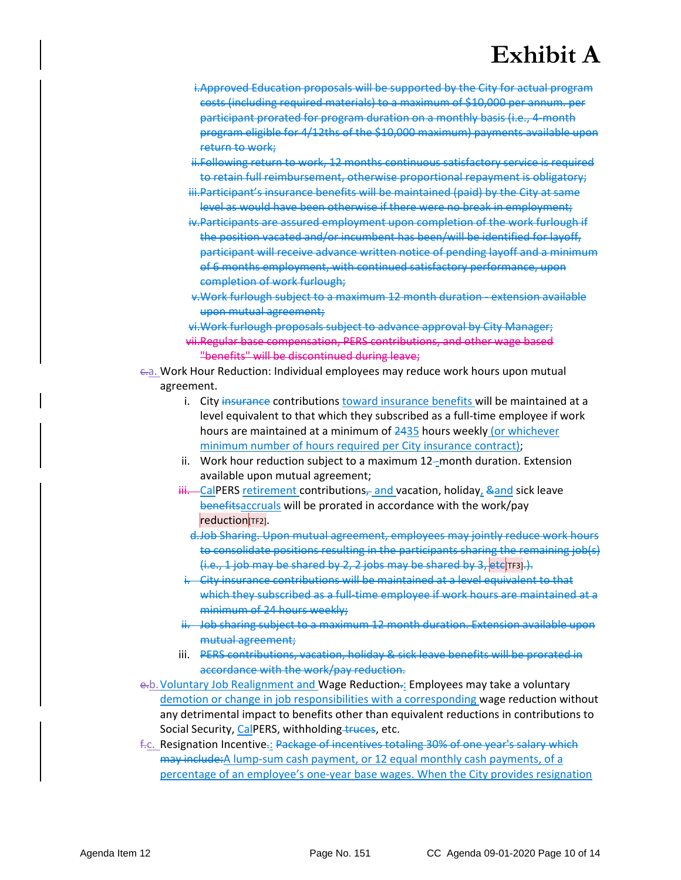# Exhibit A

i. ~~Approved Education proposals will be supported by the City for actual program costs (including required materials) to a maximum of $10,000 per annum. per participant prorated for program duration on a monthly basis (i.e., 4-month program eligible for 4/12ths of the $10,000 maximum) payments available upon return to work;~~

ii. ~~Following return to work, 12 months continuous satisfactory service is required to retain full reimbursement, otherwise proportional repayment is obligatory;~~

iii. ~~Participant's insurance benefits will be maintained (paid) by the City at same level as would have been otherwise if there were no break in employment;~~

iv. ~~Participants are assured employment upon completion of the work furlough if the position vacated and/or incumbent has been/will be identified for layoff, participant will receive advance written notice of pending layoff and a minimum of 6 months employment, with continued satisfactory performance, upon completion of work furlough;~~

v. ~~Work furlough subject to a maximum 12 month duration - extension available upon mutual agreement;~~

vi. ~~Work furlough proposals subject to advance approval by City Manager;~~

vii. ~~Regular base compensation, PERS contributions, and other wage based "benefits" will be discontinued during leave;~~

~~c.~~a. Work Hour Reduction: Individual employees may reduce work hours upon mutual agreement.

i. City ~~insurance~~ contributions toward insurance benefits will be maintained at a level equivalent to that which they subscribed as a full-time employee if work hours are maintained at a minimum of ~~24~~35 hours weekly (or whichever minimum number of hours required per City insurance contract);

ii. Work hour reduction subject to a maximum 12-month duration. Extension available upon mutual agreement;

~~iii.~~ CalPERS retirement contributions~~,~~ and vacation, holiday, ~~&~~and sick leave ~~benefits~~accruals will be prorated in accordance with the work/pay reduction[TF2].

~~d. Job Sharing. Upon mutual agreement, employees may jointly reduce work hours to consolidate positions resulting in the participants sharing the remaining job(s) (i.e., 1 job may be shared by 2, 2 jobs may be shared by 3, etc[TF3].).~~

~~i. City insurance contributions will be maintained at a level equivalent to that which they subscribed as a full-time employee if work hours are maintained at a minimum of 24 hours weekly;~~

~~ii. Job sharing subject to a maximum 12 month duration. Extension available upon mutual agreement;~~

iii. ~~PERS contributions, vacation, holiday & sick leave benefits will be prorated in accordance with the work/pay reduction.~~

~~e.~~b. Voluntary Job Realignment and Wage Reduction~~.~~: Employees may take a voluntary demotion or change in job responsibilities with a corresponding wage reduction without any detrimental impact to benefits other than equivalent reductions in contributions to Social Security, CalPERS, withholding ~~truces~~, etc.

~~f.~~c. Resignation Incentive~~.~~: ~~Package of incentives totaling 30% of one year's salary which may include:~~A lump-sum cash payment, or 12 equal monthly cash payments, of a percentage of an employee's one-year base wages. When the City provides resignation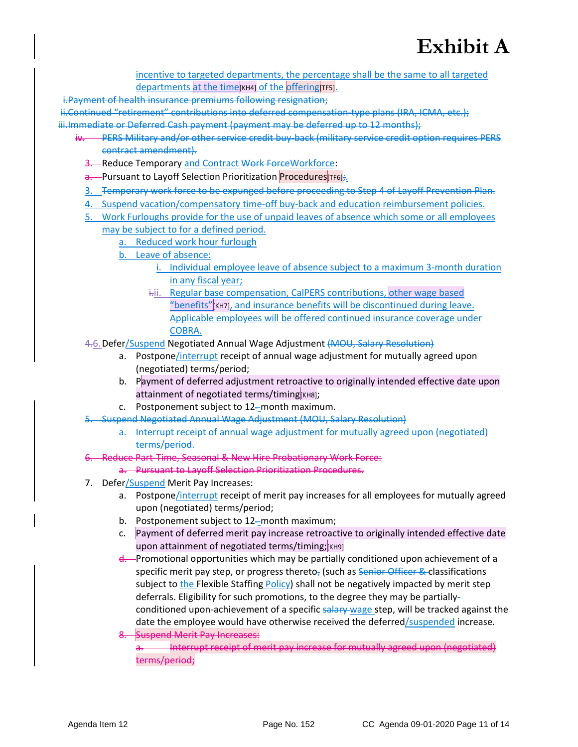# Exhibit A

incentive to targeted departments, the percentage shall be the same to all targeted departments at the time[KH4] of the offering[TF5].

~~i. Payment of health insurance premiums following resignation;~~

~~ii. Continued "retirement" contributions into deferred compensation-type plans (IRA, ICMA, etc.);~~

~~iii. Immediate or Deferred Cash payment (payment may be deferred up to 12 months);~~

~~iv. PERS Military and/or other service credit buy-back (military service credit option requires PERS contract amendment).~~

3. Reduce Temporary and Contract ~~Work Force~~Workforce:
   - ~~a.~~ Pursuant to Layoff Selection Prioritization Procedures[TF6]~~;~~.
3. ~~Temporary work force to be expunged before proceeding to Step 4 of Layoff Prevention Plan.~~
4. Suspend vacation/compensatory time-off buy-back and education reimbursement policies.
5. Work Furloughs provide for the use of unpaid leaves of absence which some or all employees may be subject to for a defined period.
   a. Reduced work hour furlough
   b. Leave of absence:
      i. Individual employee leave of absence subject to a maximum 3-month duration in any fiscal year;
      ~~i.~~ii. Regular base compensation, CalPERS contributions, other wage based "benefits"[KH7], and insurance benefits will be discontinued during leave. Applicable employees will be offered continued insurance coverage under COBRA.
6. ~~4.~~ Defer/Suspend Negotiated Annual Wage Adjustment ~~(MOU, Salary Resolution)~~
   a. Postpone/interrupt receipt of annual wage adjustment for mutually agreed upon (negotiated) terms/period;
   b. Payment of deferred adjustment retroactive to originally intended effective date upon attainment of negotiated terms/timing[KH8];
   c. Postponement subject to 12-month maximum.
5. ~~Suspend Negotiated Annual Wage Adjustment (MOU, Salary Resolution)~~
   - ~~a. Interrupt receipt of annual wage adjustment for mutually agreed upon (negotiated) terms/period.~~
6. ~~Reduce Part-Time, Seasonal & New Hire Probationary Work Force:~~
   - ~~a. Pursuant to Layoff Selection Prioritization Procedures.~~
7. Defer/Suspend Merit Pay Increases:
   a. Postpone/interrupt receipt of merit pay increases for all employees for mutually agreed upon (negotiated) terms/period;
   b. Postponement subject to 12-month maximum;
   c. Payment of deferred merit pay increase retroactive to originally intended effective date upon attainment of negotiated terms/timing;[KH9]
   ~~d.~~ Promotional opportunities which may be partially conditioned upon achievement of a specific merit pay step, or progress thereto~~,~~ (such as ~~Senior Officer &~~ classifications subject to the Flexible Staffing Policy) shall not be negatively impacted by merit step deferrals. Eligibility for such promotions, to the degree they may be partially-conditioned upon-achievement of a specific ~~salary~~ wage step, will be tracked against the date the employee would have otherwise received the deferred/suspended increase.
8. ~~Suspend Merit Pay Increases:~~
   - ~~a. Interrupt receipt of merit pay increase for mutually agreed upon (negotiated) terms/period;~~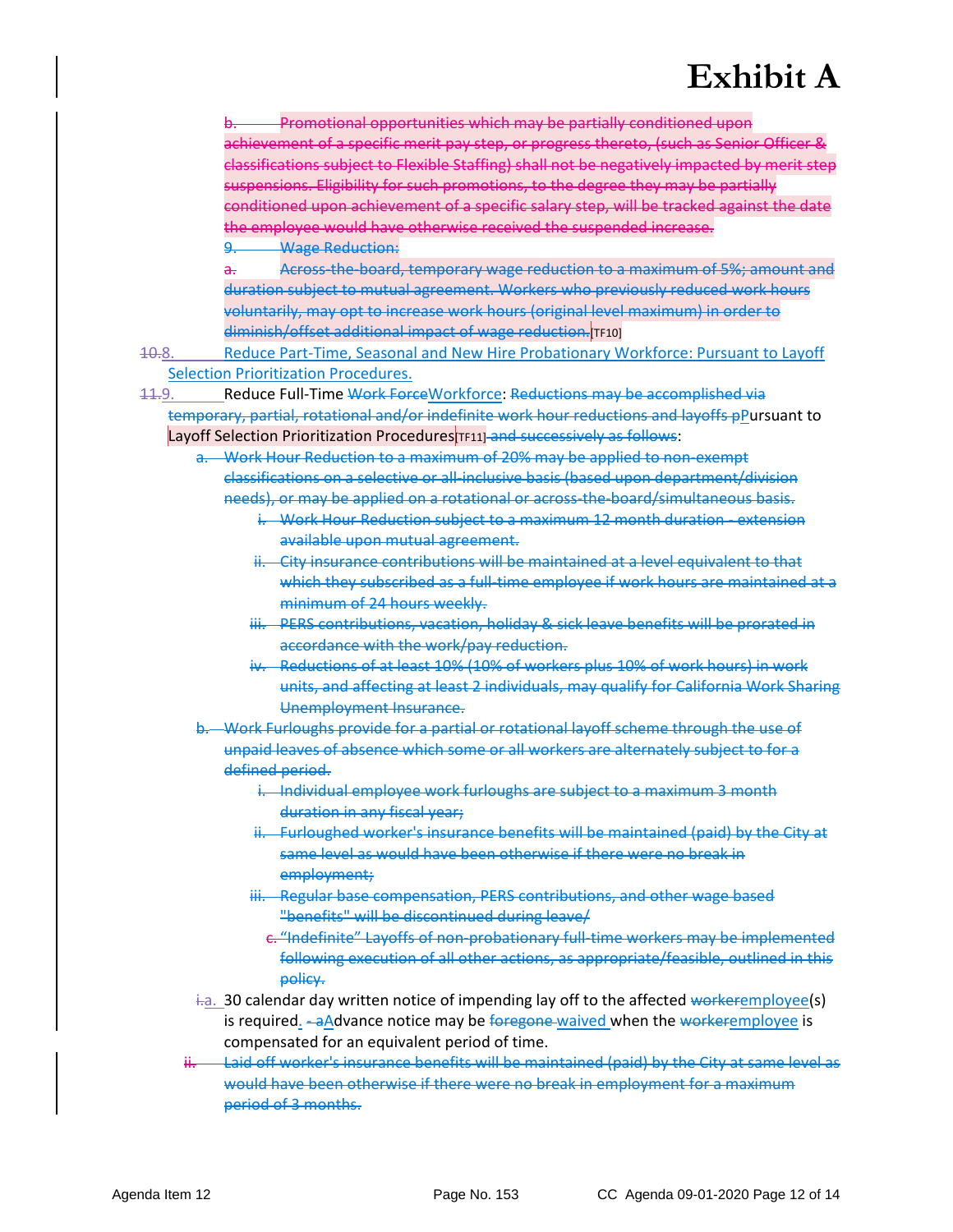# Exhibit A

b. ~~Promotional opportunities which may be partially conditioned upon achievement of a specific merit pay step, or progress thereto, (such as Senior Officer & classifications subject to Flexible Staffing) shall not be negatively impacted by merit step suspensions. Eligibility for such promotions, to the degree they may be partially conditioned upon achievement of a specific salary step, will be tracked against the date the employee would have otherwise received the suspended increase.~~

~~9. Wage Reduction:~~

~~a. Across-the-board, temporary wage reduction to a maximum of 5%; amount and duration subject to mutual agreement. Workers who previously reduced work hours voluntarily, may opt to increase work hours (original level maximum) in order to diminish/offset additional impact of wage reduction.~~[TF10]

~~10.~~8. Reduce Part-Time, Seasonal and New Hire Probationary Workforce: Pursuant to Layoff Selection Prioritization Procedures.

~~11.~~9. Reduce Full-Time ~~Work Force~~Workforce: ~~Reductions may be accomplished via temporary, partial, rotational and/or indefinite work hour reductions and layoffs p~~Pursuant to Layoff Selection Prioritization Procedures[TF11] ~~and successively as follows~~:

~~a. Work Hour Reduction to a maximum of 20% may be applied to non-exempt classifications on a selective or all-inclusive basis (based upon department/division needs), or may be applied on a rotational or across-the-board/simultaneous basis.~~

~~i. Work Hour Reduction subject to a maximum 12 month duration - extension available upon mutual agreement.~~

~~ii. City insurance contributions will be maintained at a level equivalent to that which they subscribed as a full-time employee if work hours are maintained at a minimum of 24 hours weekly.~~

~~iii. PERS contributions, vacation, holiday & sick leave benefits will be prorated in accordance with the work/pay reduction.~~

~~iv. Reductions of at least 10% (10% of workers plus 10% of work hours) in work units, and affecting at least 2 individuals, may qualify for California Work Sharing Unemployment Insurance.~~

~~b. Work Furloughs provide for a partial or rotational layoff scheme through the use of unpaid leaves of absence which some or all workers are alternately subject to for a defined period.~~

~~i. Individual employee work furloughs are subject to a maximum 3 month duration in any fiscal year;~~

~~ii. Furloughed worker's insurance benefits will be maintained (paid) by the City at same level as would have been otherwise if there were no break in employment;~~

~~iii. Regular base compensation, PERS contributions, and other wage based "benefits" will be discontinued during leave/~~

~~c. "Indefinite" Layoffs of non-probationary full-time workers may be implemented following execution of all other actions, as appropriate/feasible, outlined in this policy.~~

~~i.~~a. 30 calendar day written notice of impending lay off to the affected ~~worker~~employee(s) is required. ~~- a~~Advance notice may be ~~foregone~~ waived when the ~~worker~~employee is compensated for an equivalent period of time.

~~ii. Laid off worker's insurance benefits will be maintained (paid) by the City at same level as would have been otherwise if there were no break in employment for a maximum period of 3 months.~~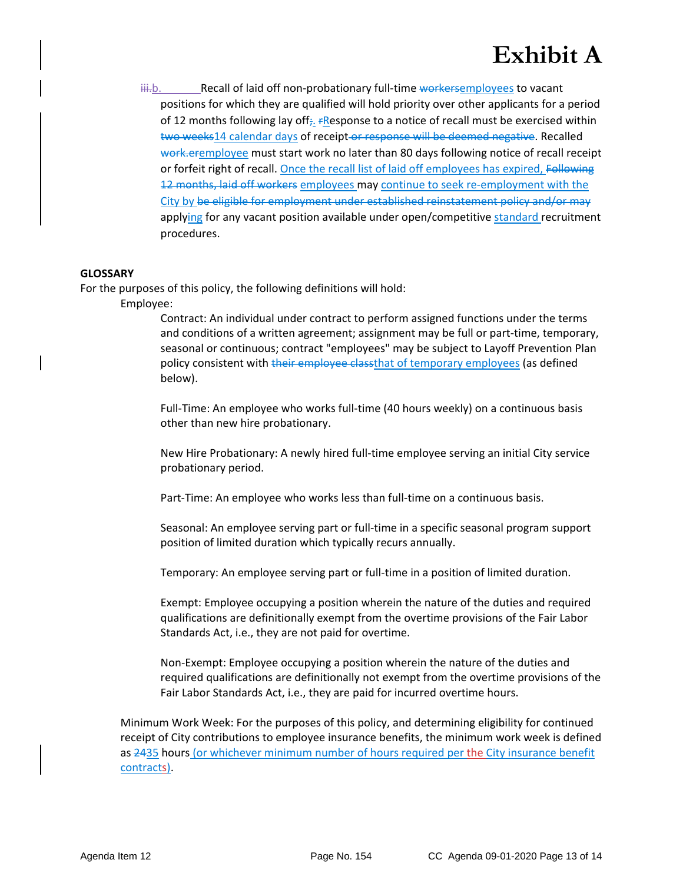# Exhibit A

~~iii.~~b. Recall of laid off non-probationary full-time ~~workers~~employees to vacant positions for which they are qualified will hold priority over other applicants for a period of 12 months following lay off~~;~~. ~~r~~Response to a notice of recall must be exercised within ~~two weeks~~14 calendar days of receipt ~~or response will be deemed negative~~. Recalled ~~work.er~~employee must start work no later than 80 days following notice of recall receipt or forfeit right of recall. Once the recall list of laid off employees has expired, ~~Following 12 months, laid off workers~~ employees may continue to seek re-employment with the City by ~~be eligible for employment under established reinstatement policy and/or may~~ applying for any vacant position available under open/competitive standard recruitment procedures.

**GLOSSARY**

For the purposes of this policy, the following definitions will hold:

Employee:

Contract: An individual under contract to perform assigned functions under the terms and conditions of a written agreement; assignment may be full or part-time, temporary, seasonal or continuous; contract "employees" may be subject to Layoff Prevention Plan policy consistent with ~~their employee class~~that of temporary employees (as defined below).

Full-Time: An employee who works full-time (40 hours weekly) on a continuous basis other than new hire probationary.

New Hire Probationary: A newly hired full-time employee serving an initial City service probationary period.

Part-Time: An employee who works less than full-time on a continuous basis.

Seasonal: An employee serving part or full-time in a specific seasonal program support position of limited duration which typically recurs annually.

Temporary: An employee serving part or full-time in a position of limited duration.

Exempt: Employee occupying a position wherein the nature of the duties and required qualifications are definitionally exempt from the overtime provisions of the Fair Labor Standards Act, i.e., they are not paid for overtime.

Non-Exempt: Employee occupying a position wherein the nature of the duties and required qualifications are definitionally not exempt from the overtime provisions of the Fair Labor Standards Act, i.e., they are paid for incurred overtime hours.

Minimum Work Week: For the purposes of this policy, and determining eligibility for continued receipt of City contributions to employee insurance benefits, the minimum work week is defined as ~~24~~35 hours (or whichever minimum number of hours required per the City insurance benefit contracts).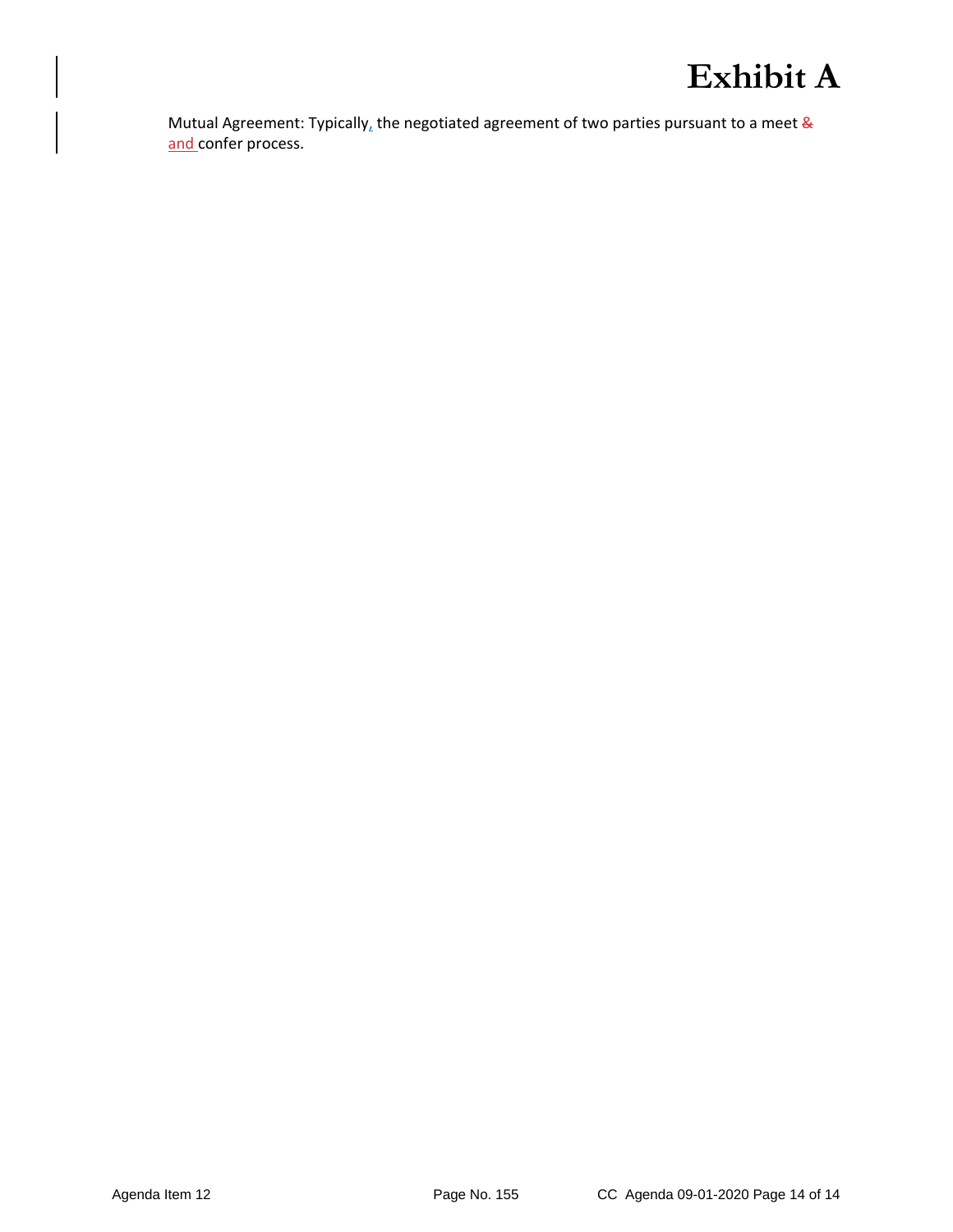# Exhibit A

Mutual Agreement: Typically, the negotiated agreement of two parties pursuant to a meet ~~&~~ and confer process.